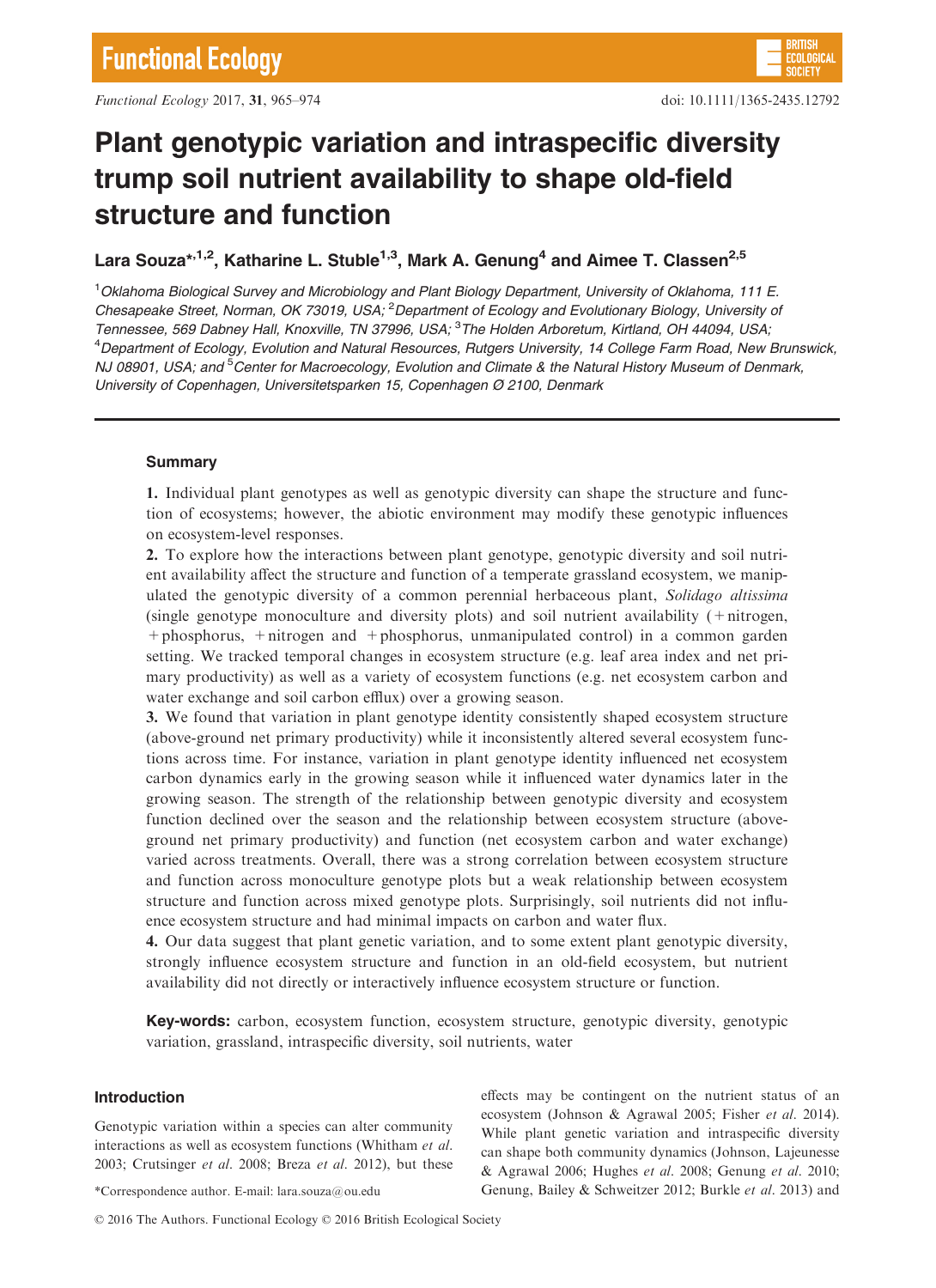# Plant genotypic variation and intraspecific diversity trump soil nutrient availability to shape old-field structure and function

**Lara Souza\*[1,2], Katharine L. Stuble[1,3], Mark A. Genung[4] and Aimee T. Classen[2,5]**

[1]*Oklahoma Biological Survey and Microbiology and Plant Biology Department, University of Oklahoma, 111 E. Chesapeake Street, Norman, OK 73019, USA;* [2]*Department of Ecology and Evolutionary Biology, University of Tennessee, 569 Dabney Hall, Knoxville, TN 37996, USA;* [3]*The Holden Arboretum, Kirtland, OH 44094, USA;* [4]*Department of Ecology, Evolution and Natural Resources, Rutgers University, 14 College Farm Road, New Brunswick, NJ 08901, USA; and* [5]*Center for Macroecology, Evolution and Climate & the Natural History Museum of Denmark, University of Copenhagen, Universitetsparken 15, Copenhagen Ø 2100, Denmark*

## Summary

**1.** Individual plant genotypes as well as genotypic diversity can shape the structure and function of ecosystems; however, the abiotic environment may modify these genotypic influences on ecosystem-level responses.

**2.** To explore how the interactions between plant genotype, genotypic diversity and soil nutrient availability affect the structure and function of a temperate grassland ecosystem, we manipulated the genotypic diversity of a common perennial herbaceous plant, *Solidago altissima* (single genotype monoculture and diversity plots) and soil nutrient availability (+nitrogen, +phosphorus, +nitrogen and +phosphorus, unmanipulated control) in a common garden setting. We tracked temporal changes in ecosystem structure (e.g. leaf area index and net primary productivity) as well as a variety of ecosystem functions (e.g. net ecosystem carbon and water exchange and soil carbon efflux) over a growing season.

**3.** We found that variation in plant genotype identity consistently shaped ecosystem structure (above-ground net primary productivity) while it inconsistently altered several ecosystem functions across time. For instance, variation in plant genotype identity influenced net ecosystem carbon dynamics early in the growing season while it influenced water dynamics later in the growing season. The strength of the relationship between genotypic diversity and ecosystem function declined over the season and the relationship between ecosystem structure (above-ground net primary productivity) and function (net ecosystem carbon and water exchange) varied across treatments. Overall, there was a strong correlation between ecosystem structure and function across monoculture genotype plots but a weak relationship between ecosystem structure and function across mixed genotype plots. Surprisingly, soil nutrients did not influence ecosystem structure and had minimal impacts on carbon and water flux.

**4.** Our data suggest that plant genetic variation, and to some extent plant genotypic diversity, strongly influence ecosystem structure and function in an old-field ecosystem, but nutrient availability did not directly or interactively influence ecosystem structure or function.

**Key-words:** carbon, ecosystem function, ecosystem structure, genotypic diversity, genotypic variation, grassland, intraspecific diversity, soil nutrients, water

## Introduction

Genotypic variation within a species can alter community interactions as well as ecosystem functions (Whitham *et al.* 2003; Crutsinger *et al.* 2008; Breza *et al.* 2012), but these effects may be contingent on the nutrient status of an ecosystem (Johnson & Agrawal 2005; Fisher *et al.* 2014). While plant genetic variation and intraspecific diversity can shape both community dynamics (Johnson, Lajeunesse & Agrawal 2006; Hughes *et al.* 2008; Genung *et al.* 2010; Genung, Bailey & Schweitzer 2012; Burkle *et al.* 2013) and

\*Correspondence author. E-mail: lara.souza@ou.edu

© 2016 The Authors. Functional Ecology © 2016 British Ecological Society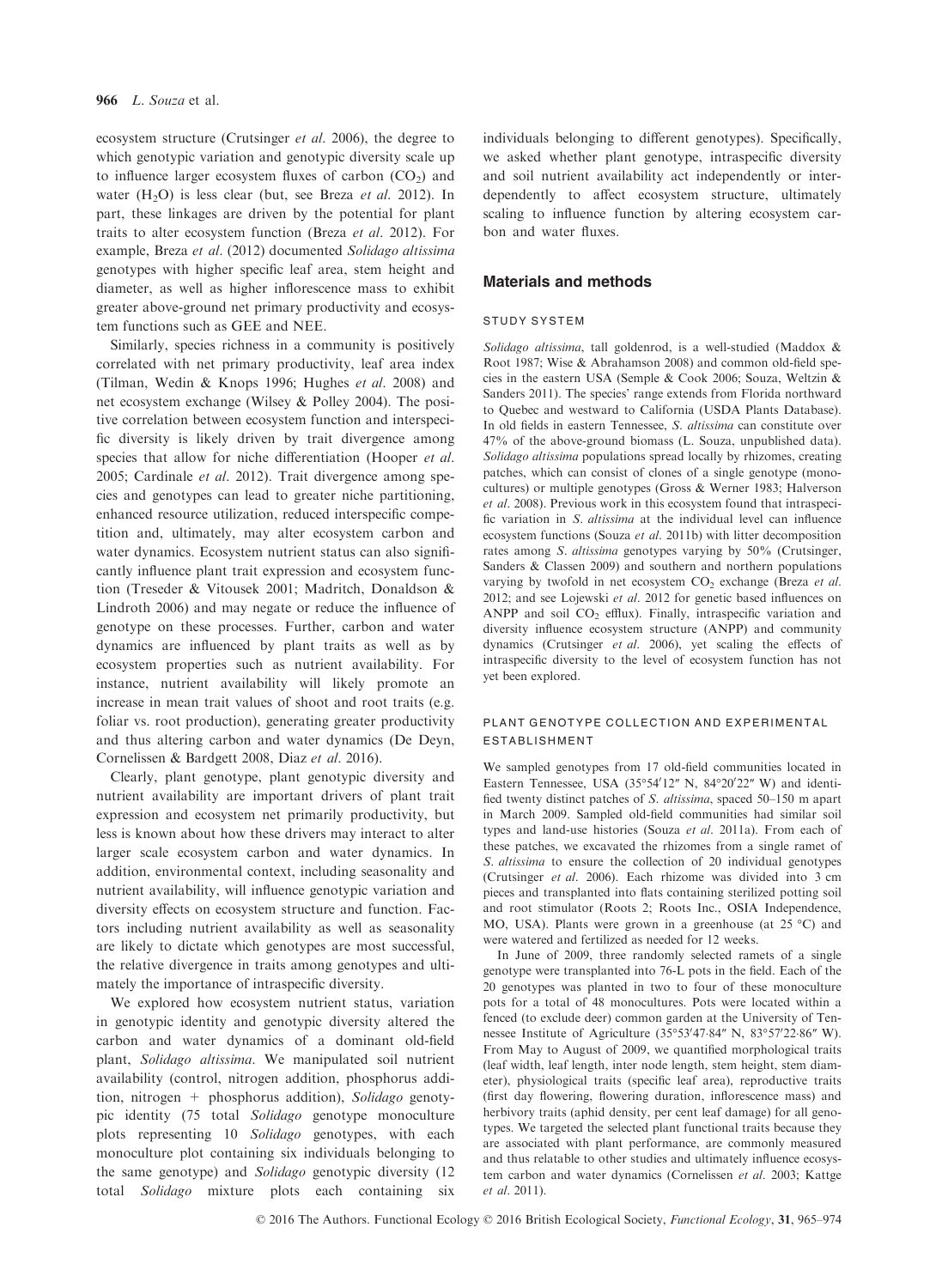ecosystem structure (Crutsinger *et al.* 2006), the degree to which genotypic variation and genotypic diversity scale up to influence larger ecosystem fluxes of carbon ($CO_2$) and water ($H_2O$) is less clear (but, see Breza *et al.* 2012). In part, these linkages are driven by the potential for plant traits to alter ecosystem function (Breza *et al.* 2012). For example, Breza *et al.* (2012) documented *Solidago altissima* genotypes with higher specific leaf area, stem height and diameter, as well as higher inflorescence mass to exhibit greater above-ground net primary productivity and ecosystem functions such as GEE and NEE.

Similarly, species richness in a community is positively correlated with net primary productivity, leaf area index (Tilman, Wedin & Knops 1996; Hughes *et al.* 2008) and net ecosystem exchange (Wilsey & Polley 2004). The positive correlation between ecosystem function and interspecific diversity is likely driven by trait divergence among species that allow for niche differentiation (Hooper *et al.* 2005; Cardinale *et al.* 2012). Trait divergence among species and genotypes can lead to greater niche partitioning, enhanced resource utilization, reduced interspecific competition and, ultimately, may alter ecosystem carbon and water dynamics. Ecosystem nutrient status can also significantly influence plant trait expression and ecosystem function (Treseder & Vitousek 2001; Madritch, Donaldson & Lindroth 2006) and may negate or reduce the influence of genotype on these processes. Further, carbon and water dynamics are influenced by plant traits as well as by ecosystem properties such as nutrient availability. For instance, nutrient availability will likely promote an increase in mean trait values of shoot and root traits (e.g. foliar vs. root production), generating greater productivity and thus altering carbon and water dynamics (De Deyn, Cornelissen & Bardgett 2008, Diaz *et al.* 2016).

Clearly, plant genotype, plant genotypic diversity and nutrient availability are important drivers of plant trait expression and ecosystem net primarily productivity, but less is known about how these drivers may interact to alter larger scale ecosystem carbon and water dynamics. In addition, environmental context, including seasonality and nutrient availability, will influence genotypic variation and diversity effects on ecosystem structure and function. Factors including nutrient availability as well as seasonality are likely to dictate which genotypes are most successful, the relative divergence in traits among genotypes and ultimately the importance of intraspecific diversity.

We explored how ecosystem nutrient status, variation in genotypic identity and genotypic diversity altered the carbon and water dynamics of a dominant old-field plant, *Solidago altissima*. We manipulated soil nutrient availability (control, nitrogen addition, phosphorus addition, nitrogen + phosphorus addition), *Solidago* genotypic identity (75 total *Solidago* genotype monoculture plots representing 10 *Solidago* genotypes, with each monoculture plot containing six individuals belonging to the same genotype) and *Solidago* genotypic diversity (12 total *Solidago* mixture plots each containing six individuals belonging to different genotypes). Specifically, we asked whether plant genotype, intraspecific diversity and soil nutrient availability act independently or interdependently to affect ecosystem structure, ultimately scaling to influence function by altering ecosystem carbon and water fluxes.

## Materials and methods

### STUDY SYSTEM

*Solidago altissima*, tall goldenrod, is a well-studied (Maddox & Root 1987; Wise & Abrahamson 2008) and common old-field species in the eastern USA (Semple & Cook 2006; Souza, Weltzin & Sanders 2011). The species' range extends from Florida northward to Quebec and westward to California (USDA Plants Database). In old fields in eastern Tennessee, *S. altissima* can constitute over 47% of the above-ground biomass (L. Souza, unpublished data). *Solidago altissima* populations spread locally by rhizomes, creating patches, which can consist of clones of a single genotype (monocultures) or multiple genotypes (Gross & Werner 1983; Halverson *et al.* 2008). Previous work in this ecosystem found that intraspecific variation in *S. altissima* at the individual level can influence ecosystem functions (Souza *et al.* 2011b) with litter decomposition rates among *S. altissima* genotypes varying by 50% (Crutsinger, Sanders & Classen 2009) and southern and northern populations varying by twofold in net ecosystem $CO_2$ exchange (Breza *et al.* 2012; and see Lojewski *et al.* 2012 for genetic based influences on ANPP and soil $CO_2$ efflux). Finally, intraspecific variation and diversity influence ecosystem structure (ANPP) and community dynamics (Crutsinger *et al.* 2006), yet scaling the effects of intraspecific diversity to the level of ecosystem function has not yet been explored.

### PLANT GENOTYPE COLLECTION AND EXPERIMENTAL ESTABLISHMENT

We sampled genotypes from 17 old-field communities located in Eastern Tennessee, USA (35°54′12″ N, 84°20′22″ W) and identified twenty distinct patches of *S. altissima*, spaced 50–150 m apart in March 2009. Sampled old-field communities had similar soil types and land-use histories (Souza *et al.* 2011a). From each of these patches, we excavated the rhizomes from a single ramet of *S. altissima* to ensure the collection of 20 individual genotypes (Crutsinger *et al.* 2006). Each rhizome was divided into 3 cm pieces and transplanted into flats containing sterilized potting soil and root stimulator (Roots 2; Roots Inc., OSIA Independence, MO, USA). Plants were grown in a greenhouse (at 25 °C) and were watered and fertilized as needed for 12 weeks.

In June of 2009, three randomly selected ramets of a single genotype were transplanted into 76-L pots in the field. Each of the 20 genotypes was planted in two to four of these monoculture pots for a total of 48 monocultures. Pots were located within a fenced (to exclude deer) common garden at the University of Tennessee Institute of Agriculture (35°53′47·84″ N, 83°57′22·86″ W). From May to August of 2009, we quantified morphological traits (leaf width, leaf length, inter node length, stem height, stem diameter), physiological traits (specific leaf area), reproductive traits (first day flowering, flowering duration, inflorescence mass) and herbivory traits (aphid density, per cent leaf damage) for all genotypes. We targeted the selected plant functional traits because they are associated with plant performance, are commonly measured and thus relatable to other studies and ultimately influence ecosystem carbon and water dynamics (Cornelissen *et al.* 2003; Kattge *et al.* 2011).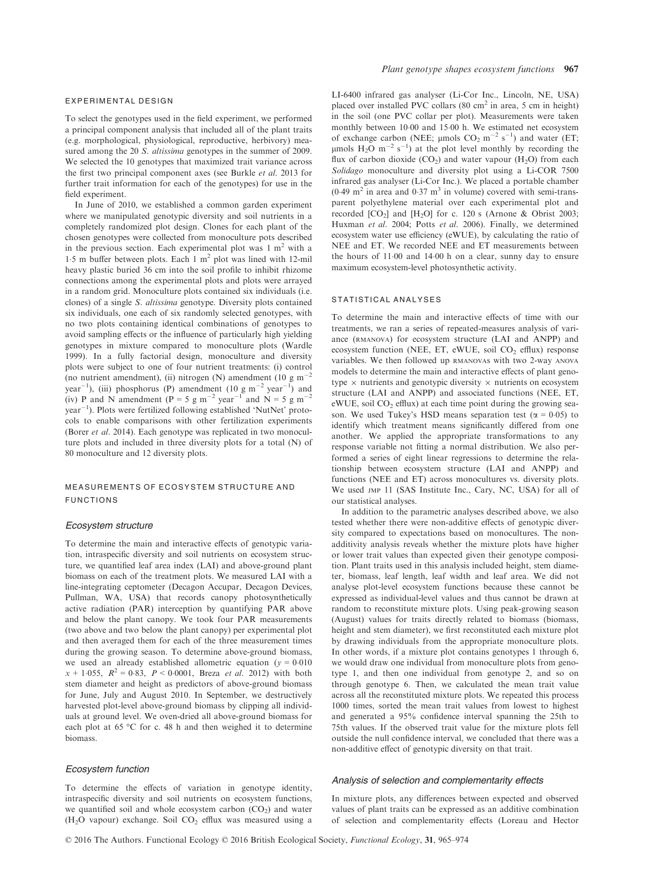## EXPERIMENTAL DESIGN

To select the genotypes used in the field experiment, we performed a principal component analysis that included all of the plant traits (e.g. morphological, physiological, reproductive, herbivory) measured among the 20 *S. altissima* genotypes in the summer of 2009. We selected the 10 genotypes that maximized trait variance across the first two principal component axes (see Burkle *et al.* 2013 for further trait information for each of the genotypes) for use in the field experiment.

In June of 2010, we established a common garden experiment where we manipulated genotypic diversity and soil nutrients in a completely randomized plot design. Clones for each plant of the chosen genotypes were collected from monoculture pots described in the previous section. Each experimental plot was 1 $m^2$ with a 1·5 m buffer between plots. Each 1 $m^2$ plot was lined with 12-mil heavy plastic buried 36 cm into the soil profile to inhibit rhizome connections among the experimental plots and plots were arrayed in a random grid. Monoculture plots contained six individuals (i.e. clones) of a single *S. altissima* genotype. Diversity plots contained six individuals, one each of six randomly selected genotypes, with no two plots containing identical combinations of genotypes to avoid sampling effects or the influence of particularly high yielding genotypes in mixture compared to monoculture plots (Wardle 1999). In a fully factorial design, monoculture and diversity plots were subject to one of four nutrient treatments: (i) control (no nutrient amendment), (ii) nitrogen (N) amendment (10 g $m^{-2}$ $year^{-1}$), (iii) phosphorus (P) amendment (10 g $m^{-2}$ $year^{-1}$) and (iv) P and N amendment (P = 5 g $m^{-2}$ $year^{-1}$ and N = 5 g $m^{-2}$ $year^{-1}$). Plots were fertilized following established 'NutNet' protocols to enable comparisons with other fertilization experiments (Borer *et al.* 2014). Each genotype was replicated in two monoculture plots and included in three diversity plots for a total (N) of 80 monoculture and 12 diversity plots.

## MEASUREMENTS OF ECOSYSTEM STRUCTURE AND FUNCTIONS

### *Ecosystem structure*

To determine the main and interactive effects of genotypic variation, intraspecific diversity and soil nutrients on ecosystem structure, we quantified leaf area index (LAI) and above-ground plant biomass on each of the treatment plots. We measured LAI with a line-integrating ceptometer (Decagon Accupar, Decagon Devices, Pullman, WA, USA) that records canopy photosynthetically active radiation (PAR) interception by quantifying PAR above and below the plant canopy. We took four PAR measurements (two above and two below the plant canopy) per experimental plot and then averaged them for each of the three measurement times during the growing season. To determine above-ground biomass, we used an already established allometric equation ($y = 0{\cdot}010$ $x + 1{\cdot}055$, $R^2 = 0{\cdot}83$, $P < 0{\cdot}0001$, Breza *et al.* 2012) with both stem diameter and height as predictors of above-ground biomass for June, July and August 2010. In September, we destructively harvested plot-level above-ground biomass by clipping all individuals at ground level. We oven-dried all above-ground biomass for each plot at 65 °C for c. 48 h and then weighed it to determine biomass.

### *Ecosystem function*

To determine the effects of variation in genotype identity, intraspecific diversity and soil nutrients on ecosystem functions, we quantified soil and whole ecosystem carbon ($CO_2$) and water ($H_2O$ vapour) exchange. Soil $CO_2$ efflux was measured using a LI-6400 infrared gas analyser (Li-Cor Inc., Lincoln, NE, USA) placed over installed PVC collars (80 $cm^2$ in area, 5 cm in height) in the soil (one PVC collar per plot). Measurements were taken monthly between 10·00 and 15·00 h. We estimated net ecosystem of exchange carbon (NEE; μmols $CO_2$ $m^{-2}$ $s^{-1}$) and water (ET; μmols $H_2O$ $m^{-2}$ $s^{-1}$) at the plot level monthly by recording the flux of carbon dioxide ($CO_2$) and water vapour ($H_2O$) from each *Solidago* monoculture and diversity plot using a Li-COR 7500 infrared gas analyser (Li-Cor Inc.). We placed a portable chamber (0·49 $m^2$ in area and 0·37 $m^3$ in volume) covered with semi-transparent polyethylene material over each experimental plot and recorded [$CO_2$] and [$H_2O$] for c. 120 s (Arnone & Obrist 2003; Huxman *et al.* 2004; Potts *et al.* 2006). Finally, we determined ecosystem water use efficiency (eWUE), by calculating the ratio of NEE and ET. We recorded NEE and ET measurements between the hours of 11·00 and 14·00 h on a clear, sunny day to ensure maximum ecosystem-level photosynthetic activity.

## STATISTICAL ANALYSES

To determine the main and interactive effects of time with our treatments, we ran a series of repeated-measures analysis of variance (RMANOVA) for ecosystem structure (LAI and ANPP) and ecosystem function (NEE, ET, eWUE, soil $CO_2$ efflux) response variables. We then followed up RMANOVAS with two 2-way ANOVA models to determine the main and interactive effects of plant genotype × nutrients and genotypic diversity × nutrients on ecosystem structure (LAI and ANPP) and associated functions (NEE, ET, eWUE, soil $CO_2$ efflux) at each time point during the growing season. We used Tukey's HSD means separation test ($\alpha = 0{\cdot}05$) to identify which treatment means significantly differed from one another. We applied the appropriate transformations to any response variable not fitting a normal distribution. We also performed a series of eight linear regressions to determine the relationship between ecosystem structure (LAI and ANPP) and functions (NEE and ET) across monocultures vs. diversity plots. We used JMP 11 (SAS Institute Inc., Cary, NC, USA) for all of our statistical analyses.

In addition to the parametric analyses described above, we also tested whether there were non-additive effects of genotypic diversity compared to expectations based on monocultures. The non-additivity analysis reveals whether the mixture plots have higher or lower trait values than expected given their genotype composition. Plant traits used in this analysis included height, stem diameter, biomass, leaf length, leaf width and leaf area. We did not analyse plot-level ecosystem functions because these cannot be expressed as individual-level values and thus cannot be drawn at random to reconstitute mixture plots. Using peak-growing season (August) values for traits directly related to biomass (biomass, height and stem diameter), we first reconstituted each mixture plot by drawing individuals from the appropriate monoculture plots. In other words, if a mixture plot contains genotypes 1 through 6, we would draw one individual from monoculture plots from genotype 1, and then one individual from genotype 2, and so on through genotype 6. Then, we calculated the mean trait value across all the reconstituted mixture plots. We repeated this process 1000 times, sorted the mean trait values from lowest to highest and generated a 95% confidence interval spanning the 25th to 75th values. If the observed trait value for the mixture plots fell outside the null confidence interval, we concluded that there was a non-additive effect of genotypic diversity on that trait.

### *Analysis of selection and complementarity effects*

In mixture plots, any differences between expected and observed values of plant traits can be expressed as an additive combination of selection and complementarity effects (Loreau and Hector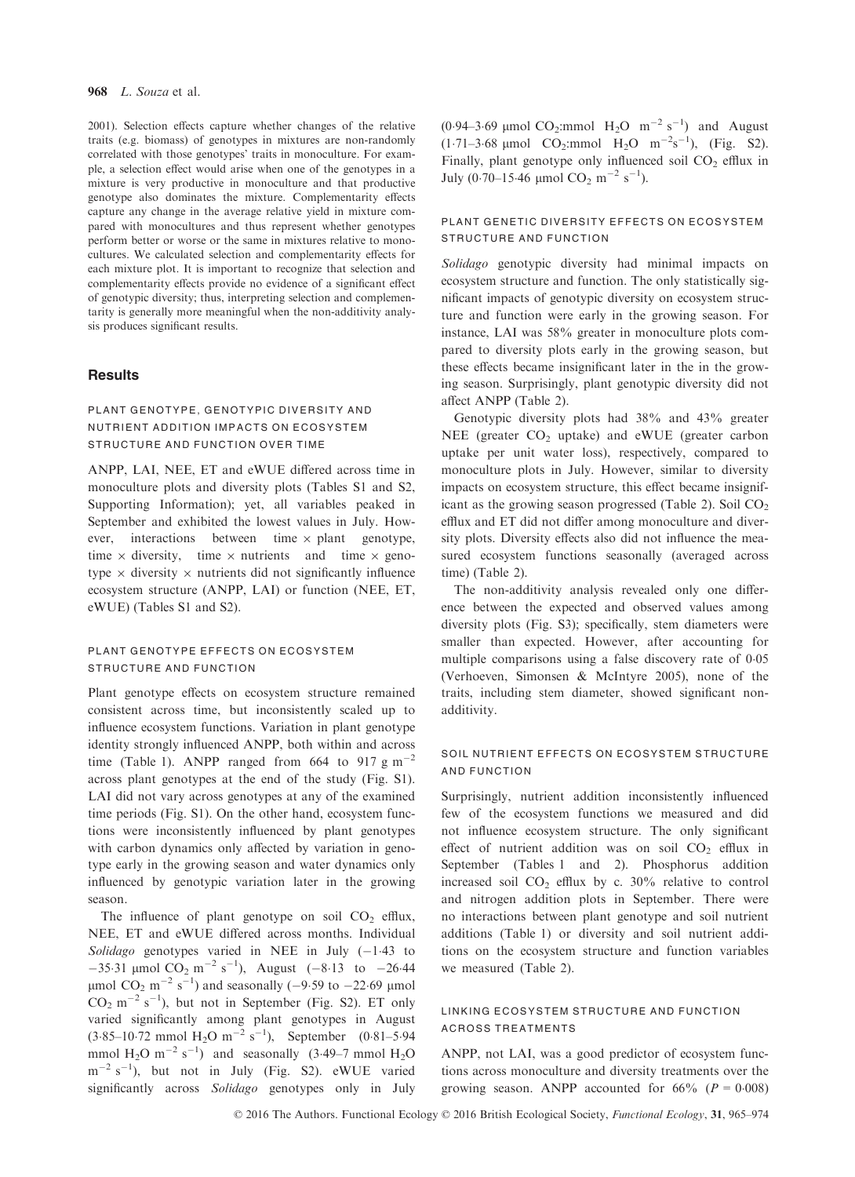2001). Selection effects capture whether changes of the relative traits (e.g. biomass) of genotypes in mixtures are non-randomly correlated with those genotypes' traits in monoculture. For example, a selection effect would arise when one of the genotypes in a mixture is very productive in monoculture and that productive genotype also dominates the mixture. Complementarity effects capture any change in the average relative yield in mixture compared with monocultures and thus represent whether genotypes perform better or worse or the same in mixtures relative to monocultures. We calculated selection and complementarity effects for each mixture plot. It is important to recognize that selection and complementarity effects provide no evidence of a significant effect of genotypic diversity; thus, interpreting selection and complementarity is generally more meaningful when the non-additivity analysis produces significant results.

## Results

### PLANT GENOTYPE, GENOTYPIC DIVERSITY AND NUTRIENT ADDITION IMPACTS ON ECOSYSTEM STRUCTURE AND FUNCTION OVER TIME

ANPP, LAI, NEE, ET and eWUE differed across time in monoculture plots and diversity plots (Tables S1 and S2, Supporting Information); yet, all variables peaked in September and exhibited the lowest values in July. However, interactions between time × plant genotype, time × diversity, time × nutrients and time × genotype × diversity × nutrients did not significantly influence ecosystem structure (ANPP, LAI) or function (NEE, ET, eWUE) (Tables S1 and S2).

### PLANT GENOTYPE EFFECTS ON ECOSYSTEM STRUCTURE AND FUNCTION

Plant genotype effects on ecosystem structure remained consistent across time, but inconsistently scaled up to influence ecosystem functions. Variation in plant genotype identity strongly influenced ANPP, both within and across time (Table 1). ANPP ranged from 664 to 917 g $m^{-2}$ across plant genotypes at the end of the study (Fig. S1). LAI did not vary across genotypes at any of the examined time periods (Fig. S1). On the other hand, ecosystem functions were inconsistently influenced by plant genotypes with carbon dynamics only affected by variation in genotype early in the growing season and water dynamics only influenced by genotypic variation later in the growing season.

The influence of plant genotype on soil $CO_2$ efflux, NEE, ET and eWUE differed across months. Individual *Solidago* genotypes varied in NEE in July (−1·43 to −35·31 μmol $CO_2$ $m^{-2}$ $s^{-1}$), August (−8·13 to −26·44 μmol $CO_2$ $m^{-2}$ $s^{-1}$) and seasonally (−9·59 to −22·69 μmol $CO_2$ $m^{-2}$ $s^{-1}$), but not in September (Fig. S2). ET only varied significantly among plant genotypes in August (3·85–10·72 mmol $H_2O$ $m^{-2}$ $s^{-1}$), September (0·81–5·94 mmol $H_2O$ $m^{-2}$ $s^{-1}$) and seasonally (3·49–7 mmol $H_2O$ $m^{-2}$ $s^{-1}$), but not in July (Fig. S2). eWUE varied significantly across *Solidago* genotypes only in July (0·94–3·69 μmol $CO_2$:mmol $H_2O$ $m^{-2}$ $s^{-1}$) and August (1·71–3·68 μmol $CO_2$:mmol $H_2O$ $m^{-2}s^{-1}$), (Fig. S2). Finally, plant genotype only influenced soil $CO_2$ efflux in July (0·70–15·46 μmol $CO_2$ $m^{-2}$ $s^{-1}$).

### PLANT GENETIC DIVERSITY EFFECTS ON ECOSYSTEM STRUCTURE AND FUNCTION

*Solidago* genotypic diversity had minimal impacts on ecosystem structure and function. The only statistically significant impacts of genotypic diversity on ecosystem structure and function were early in the growing season. For instance, LAI was 58% greater in monoculture plots compared to diversity plots early in the growing season, but these effects became insignificant later in the in the growing season. Surprisingly, plant genotypic diversity did not affect ANPP (Table 2).

Genotypic diversity plots had 38% and 43% greater NEE (greater $CO_2$ uptake) and eWUE (greater carbon uptake per unit water loss), respectively, compared to monoculture plots in July. However, similar to diversity impacts on ecosystem structure, this effect became insignificant as the growing season progressed (Table 2). Soil $CO_2$ efflux and ET did not differ among monoculture and diversity plots. Diversity effects also did not influence the measured ecosystem functions seasonally (averaged across time) (Table 2).

The non-additivity analysis revealed only one difference between the expected and observed values among diversity plots (Fig. S3); specifically, stem diameters were smaller than expected. However, after accounting for multiple comparisons using a false discovery rate of 0·05 (Verhoeven, Simonsen & McIntyre 2005), none of the traits, including stem diameter, showed significant non-additivity.

### SOIL NUTRIENT EFFECTS ON ECOSYSTEM STRUCTURE AND FUNCTION

Surprisingly, nutrient addition inconsistently influenced few of the ecosystem functions we measured and did not influence ecosystem structure. The only significant effect of nutrient addition was on soil $CO_2$ efflux in September (Tables 1 and 2). Phosphorus addition increased soil $CO_2$ efflux by c. 30% relative to control and nitrogen addition plots in September. There were no interactions between plant genotype and soil nutrient additions (Table 1) or diversity and soil nutrient additions on the ecosystem structure and function variables we measured (Table 2).

### LINKING ECOSYSTEM STRUCTURE AND FUNCTION ACROSS TREATMENTS

ANPP, not LAI, was a good predictor of ecosystem functions across monoculture and diversity treatments over the growing season. ANPP accounted for 66% ($P = 0{\cdot}008$)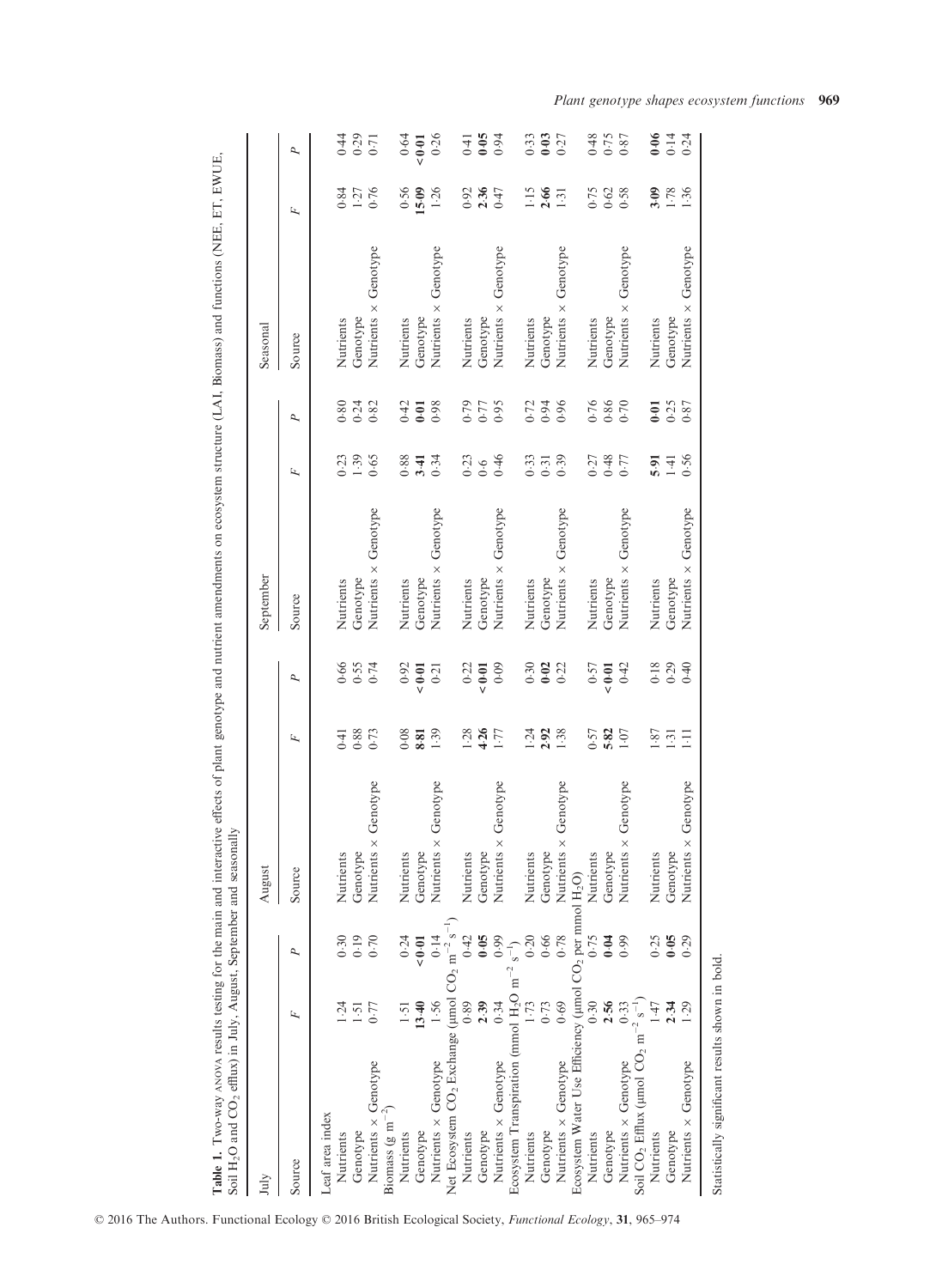**Table 1.** Two-way ANOVA results testing for the main and interactive effects of plant genotype and nutrient amendments on ecosystem structure (LAI, Biomass) and functions (NEE, ET, EWUE, Soil $H_2O$ and $CO_2$ efflux) in July, August, September and seasonally

| July | | | August | | | September | | | Seasonal | | |
|---|---|---|---|---|---|---|---|---|---|---|---|
| Source | *F* | *P* | Source | *F* | *P* | Source | *F* | *P* | Source | *F* | *P* |
| Leaf area index | | | | | | | | | | | |
| Nutrients | 1·24 | 0·30 | Nutrients | 0·41 | 0·66 | Nutrients | 0·23 | 0·80 | Nutrients | 0·84 | 0·44 |
| Genotype | 1·51 | 0·19 | Genotype | 0·88 | 0·55 | Genotype | 1·39 | 0·24 | Genotype | 1·27 | 0·29 |
| Nutrients × Genotype | 0·77 | 0·70 | Nutrients × Genotype | 0·73 | 0·74 | Nutrients × Genotype | 0·65 | 0·82 | Nutrients × Genotype | 0·76 | 0·71 |
| Biomass (g $m^{-2}$) | | | | | | | | | | | |
| Nutrients | 1·51 | 0·24 | Nutrients | 0·08 | 0·92 | Nutrients | 0·88 | 0·42 | Nutrients | 0·56 | 0·64 |
| Genotype | **13·40** | **<0·01** | Genotype | **8·81** | **<0·01** | Genotype | **3·41** | **0·01** | Genotype | **15·09** | **<0·01** |
| Nutrients × Genotype | 1·56 | 0·14 | Nutrients × Genotype | 1·39 | 0·21 | Nutrients × Genotype | 0·34 | 0·98 | Nutrients × Genotype | 1·26 | 0·26 |
| Net Ecosystem $CO_2$ Exchange (μmol $CO_2$ $m^{-2}$ $s^{-1}$) | | | | | | | | | | | |
| Nutrients | 0·89 | 0·42 | Nutrients | 1·28 | 0·22 | Nutrients | 0·23 | 0·79 | Nutrients | 0·92 | 0·41 |
| Genotype | **2·39** | **0·05** | Genotype | **4·26** | **<0·01** | Genotype | 0·6 | 0·77 | Genotype | **2·36** | **0·05** |
| Nutrients × Genotype | 0·34 | 0·99 | Nutrients × Genotype | 1·77 | 0·09 | Nutrients × Genotype | 0·46 | 0·95 | Nutrients × Genotype | 0·47 | 0·94 |
| Ecosystem Transpiration (mmol $H_2O$ $m^{-2}$ $s^{-1}$) | | | | | | | | | | | |
| Nutrients | 1·73 | 0·20 | Nutrients | 1·24 | 0·30 | Nutrients | 0·33 | 0·72 | Nutrients | 1·15 | 0·33 |
| Genotype | 0·73 | 0·66 | Genotype | **2·92** | **0·02** | Genotype | 0·31 | 0·94 | Genotype | **2·66** | **0·03** |
| Nutrients × Genotype | 0·69 | 0·78 | Nutrients × Genotype | 1·38 | 0·22 | Nutrients × Genotype | 0·39 | 0·96 | Nutrients × Genotype | 1·31 | 0·27 |
| Ecosystem Water Use Efficiency (μmol $CO_2$ per mmol $H_2O$) | | | | | | | | | | | |
| Nutrients | 0·30 | 0·75 | Nutrients | 0·57 | 0·57 | Nutrients | 0·27 | 0·76 | Nutrients | 0·75 | 0·48 |
| Genotype | **2·56** | **0·04** | Genotype | **5·82** | **<0·01** | Genotype | 0·48 | 0·86 | Genotype | 0·62 | 0·75 |
| Nutrients × Genotype | 0·33 | 0·99 | Nutrients × Genotype | 1·07 | 0·42 | Nutrients × Genotype | 0·77 | 0·70 | Nutrients × Genotype | 0·58 | 0·87 |
| Soil $CO_2$ Efflux (μmol $CO_2$ $m^{-2}$ $s^{-1}$) | | | | | | | | | | | |
| Nutrients | 1·47 | 0·25 | Nutrients | 1·87 | 0·18 | Nutrients | **5·91** | **0·01** | Nutrients | **3·09** | **0·06** |
| Genotype | **2·34** | **0·05** | Genotype | 1·31 | 0·29 | Genotype | 1·41 | 0·25 | Genotype | 1·78 | 0·14 |
| Nutrients × Genotype | 1·29 | 0·29 | Nutrients × Genotype | 1·11 | 0·40 | Nutrients × Genotype | 0·56 | 0·87 | Nutrients × Genotype | 1·36 | 0·24 |

Statistically significant results shown in bold.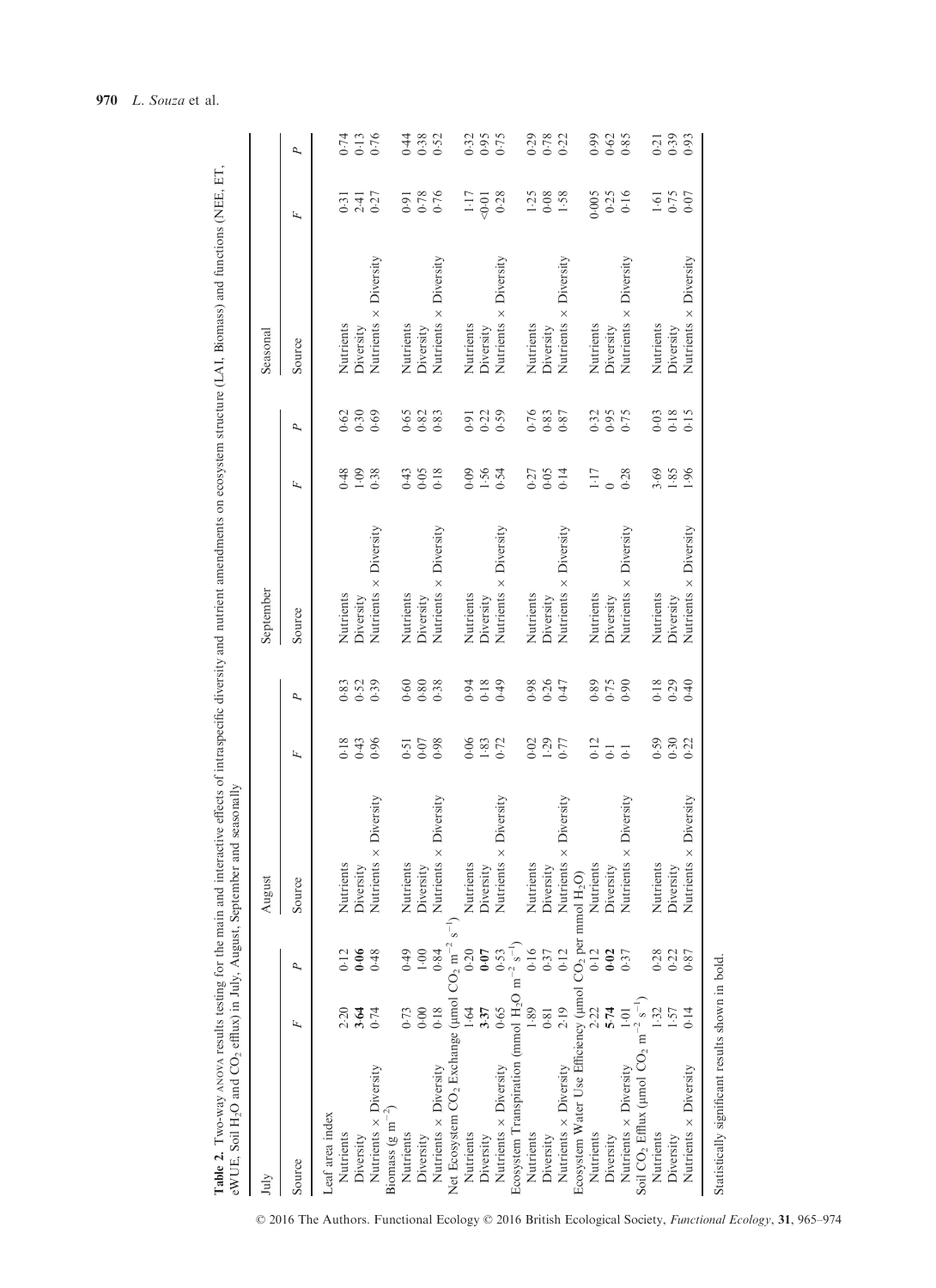**Table 2.** Two-way ANOVA results testing for the main and interactive effects of intraspecific diversity and nutrient amendments on ecosystem structure (LAI, Biomass) and functions (NEE, ET, eWUE, Soil $H_2O$ and $CO_2$ efflux) in July, August, September and seasonally

| July | | | August | | | September | | | Seasonal | | |
|---|---|---|---|---|---|---|---|---|---|---|---|
| Source | F | P | Source | F | P | Source | F | P | Source | F | P |
| Leaf area index | | | | | | | | | | | |
| Nutrients | 2·20 | 0·12 | Nutrients | 0·18 | 0·83 | Nutrients | 0·48 | 0·62 | Nutrients | 0·31 | 0·74 |
| Diversity | **3·64** | **0·06** | Diversity | 0·43 | 0·52 | Diversity | 1·09 | 0·30 | Diversity | 2·41 | 0·13 |
| Nutrients × Diversity | 0·74 | 0·48 | Nutrients × Diversity | 0·96 | 0·39 | Nutrients × Diversity | 0·38 | 0·69 | Nutrients × Diversity | 0·27 | 0·76 |
| Biomass (g $m^{-2}$) | | | | | | | | | | | |
| Nutrients | 0·73 | 0·49 | Nutrients | 0·51 | 0·60 | Nutrients | 0·43 | 0·65 | Nutrients | 0·91 | 0·44 |
| Diversity | 0·00 | 1·00 | Diversity | 0·07 | 0·80 | Diversity | 0·05 | 0·82 | Diversity | 0·78 | 0·38 |
| Nutrients × Diversity | 0·18 | 0·84 | Nutrients × Diversity | 0·98 | 0·38 | Nutrients × Diversity | 0·18 | 0·83 | Nutrients × Diversity | 0·76 | 0·52 |
| Net Ecosystem $CO_2$ Exchange (μmol $CO_2$ $m^{-2}$ $s^{-1}$) | | | | | | | | | | | |
| Nutrients | 1·64 | 0·20 | Nutrients | 0·06 | 0·94 | Nutrients | 0·09 | 0·91 | Nutrients | 1·17 | 0·32 |
| Diversity | **3·37** | **0·07** | Diversity | 1·83 | 0·18 | Diversity | 1·56 | 0·22 | Diversity | <0·01 | 0·95 |
| Nutrients × Diversity | 0·65 | 0·53 | Nutrients × Diversity | 0·72 | 0·49 | Nutrients × Diversity | 0·54 | 0·59 | Nutrients × Diversity | 0·28 | 0·75 |
| Ecosystem Transpiration (mmol $H_2O$ $m^{-2}$ $s^{-1}$) | | | | | | | | | | | |
| Nutrients | 1·89 | 0·16 | Nutrients | 0·02 | 0·98 | Nutrients | 0·27 | 0·76 | Nutrients | 1·25 | 0·29 |
| Diversity | 0·81 | 0·37 | Diversity | 1·29 | 0·26 | Diversity | 0·05 | 0·83 | Diversity | 0·08 | 0·78 |
| Nutrients × Diversity | 2·19 | 0·12 | Nutrients × Diversity | 0·77 | 0·47 | Nutrients × Diversity | 0·14 | 0·87 | Nutrients × Diversity | 1·58 | 0·22 |
| Ecosystem Water Use Efficiency (μmol $CO_2$ per mmol $H_2O$) | | | | | | | | | | | |
| Nutrients | 2·22 | 0·12 | Nutrients | 0·12 | 0·89 | Nutrients | 1·17 | 0·32 | Nutrients | 0·005 | 0·99 |
| Diversity | **5·74** | **0·02** | Diversity | 0·1 | 0·75 | Diversity | 0 | 0·95 | Diversity | 0·25 | 0·62 |
| Nutrients × Diversity | 1·01 | 0·37 | Nutrients × Diversity | 0·1 | 0·90 | Nutrients × Diversity | 0·28 | 0·75 | Nutrients × Diversity | 0·16 | 0·85 |
| Soil $CO_2$ Efflux (μmol $CO_2$ $m^{-2}$ $s^{-1}$) | | | | | | | | | | | |
| Nutrients | 1·32 | 0·28 | Nutrients | 0·59 | 0·18 | Nutrients | 3·69 | 0·03 | Nutrients | 1·61 | 0·21 |
| Diversity | 1·57 | 0·22 | Diversity | 0·30 | 0·29 | Diversity | 1·85 | 0·18 | Diversity | 0·75 | 0·39 |
| Nutrients × Diversity | 0·14 | 0·87 | Nutrients × Diversity | 0·22 | 0·40 | Nutrients × Diversity | 1·96 | 0·15 | Nutrients × Diversity | 0·07 | 0·93 |

Statistically significant results shown in bold.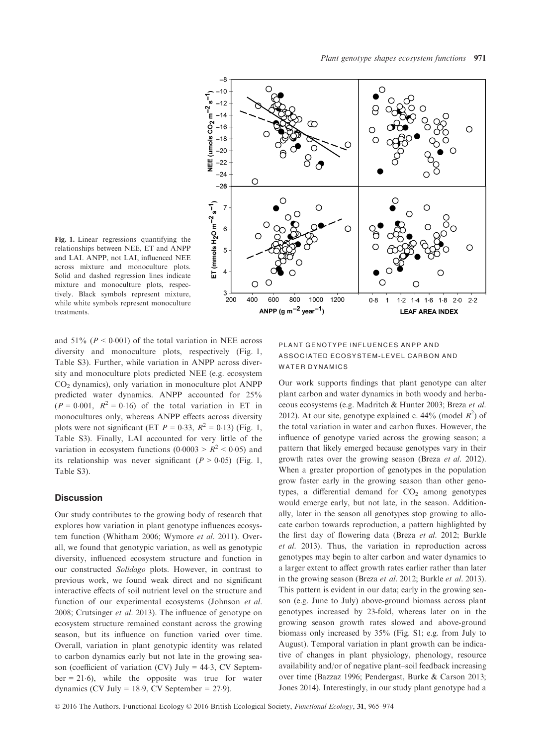Fig. 1. Linear regressions quantifying the relationships between NEE, ET and ANPP and LAI. ANPP, not LAI, influenced NEE across mixture and monoculture plots. Solid and dashed regression lines indicate mixture and monoculture plots, respectively. Black symbols represent mixture, while white symbols represent monoculture treatments.

and 51% ($P < 0.001$) of the total variation in NEE across diversity and monoculture plots, respectively (Fig. 1, Table S3). Further, while variation in ANPP across diversity and monoculture plots predicted NEE (e.g. ecosystem $CO_2$ dynamics), only variation in monoculture plot ANPP predicted water dynamics. ANPP accounted for 25% ($P = 0.001$, $R^2 = 0.16$) of the total variation in ET in monocultures only, whereas ANPP effects across diversity plots were not significant (ET $P = 0.33$, $R^2 = 0.13$) (Fig. 1, Table S3). Finally, LAI accounted for very little of the variation in ecosystem functions ($0.0003 > R^2 < 0.05$) and its relationship was never significant ($P > 0.05$) (Fig. 1, Table S3).

## Discussion

Our study contributes to the growing body of research that explores how variation in plant genotype influences ecosystem function (Whitham 2006; Wymore *et al.* 2011). Overall, we found that genotypic variation, as well as genotypic diversity, influenced ecosystem structure and function in our constructed *Solidago* plots. However, in contrast to previous work, we found weak direct and no significant interactive effects of soil nutrient level on the structure and function of our experimental ecosystems (Johnson *et al.* 2008; Crutsinger *et al.* 2013). The influence of genotype on ecosystem structure remained constant across the growing season, but its influence on function varied over time. Overall, variation in plant genotypic identity was related to carbon dynamics early but not late in the growing season (coefficient of variation (CV) July = 44·3, CV September = 21·6), while the opposite was true for water dynamics (CV July = 18·9, CV September = 27·9).

### PLANT GENOTYPE INFLUENCES ANPP AND ASSOCIATED ECOSYSTEM-LEVEL CARBON AND WATER DYNAMICS

Our work supports findings that plant genotype can alter plant carbon and water dynamics in both woody and herbaceous ecosystems (e.g. Madritch & Hunter 2003; Breza *et al.* 2012). At our site, genotype explained c. 44% (model $R^2$) of the total variation in water and carbon fluxes. However, the influence of genotype varied across the growing season; a pattern that likely emerged because genotypes vary in their growth rates over the growing season (Breza *et al.* 2012). When a greater proportion of genotypes in the population grow faster early in the growing season than other genotypes, a differential demand for $CO_2$ among genotypes would emerge early, but not late, in the season. Additionally, later in the season all genotypes stop growing to allocate carbon towards reproduction, a pattern highlighted by the first day of flowering data (Breza *et al.* 2012; Burkle *et al.* 2013). Thus, the variation in reproduction across genotypes may begin to alter carbon and water dynamics to a larger extent to affect growth rates earlier rather than later in the growing season (Breza *et al.* 2012; Burkle *et al.* 2013). This pattern is evident in our data; early in the growing season (e.g. June to July) above-ground biomass across plant genotypes increased by 23-fold, whereas later on in the growing season growth rates slowed and above-ground biomass only increased by 35% (Fig. S1; e.g. from July to August). Temporal variation in plant growth can be indicative of changes in plant physiology, phenology, resource availability and/or of negative plant–soil feedback increasing over time (Bazzaz 1996; Pendergast, Burke & Carson 2013; Jones 2014). Interestingly, in our study plant genotype had a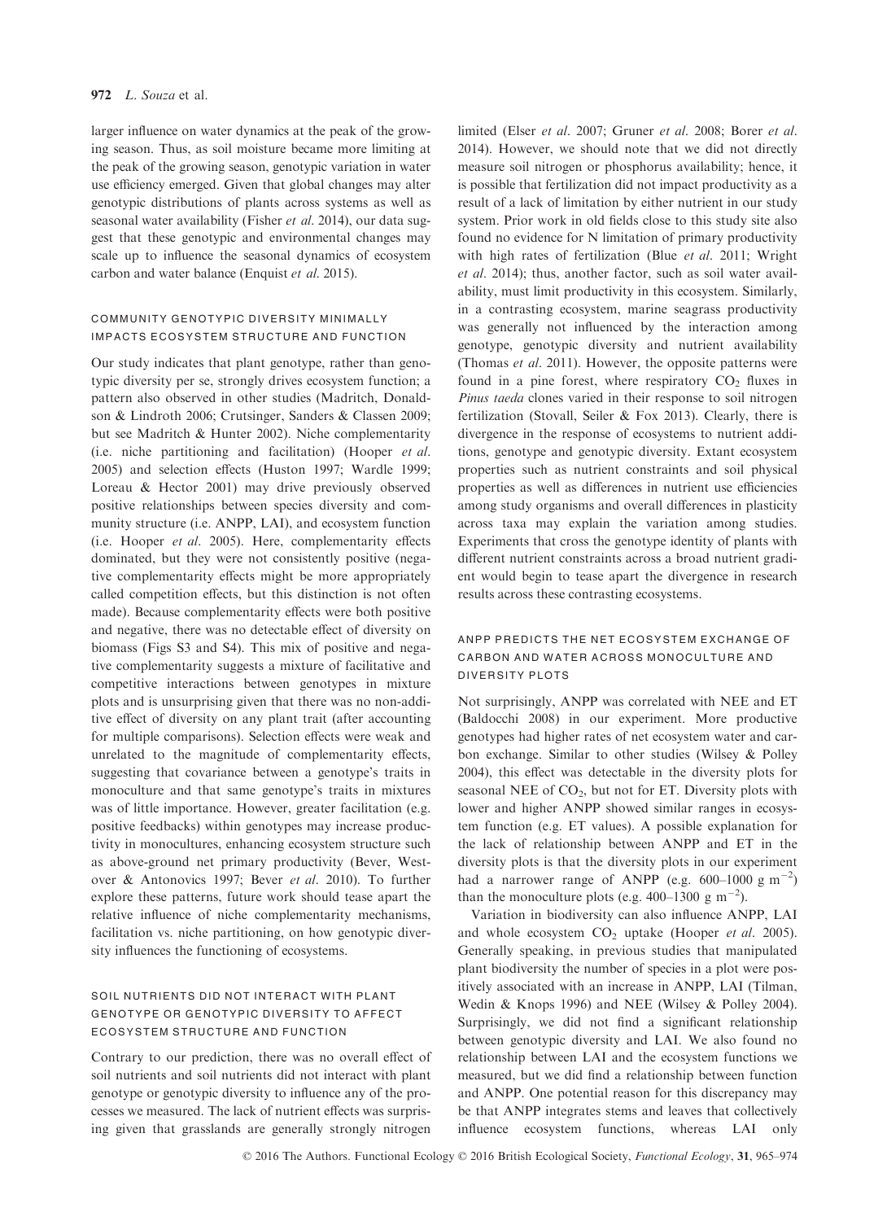larger influence on water dynamics at the peak of the growing season. Thus, as soil moisture became more limiting at the peak of the growing season, genotypic variation in water use efficiency emerged. Given that global changes may alter genotypic distributions of plants across systems as well as seasonal water availability (Fisher *et al.* 2014), our data suggest that these genotypic and environmental changes may scale up to influence the seasonal dynamics of ecosystem carbon and water balance (Enquist *et al.* 2015).

### COMMUNITY GENOTYPIC DIVERSITY MINIMALLY IMPACTS ECOSYSTEM STRUCTURE AND FUNCTION

Our study indicates that plant genotype, rather than genotypic diversity per se, strongly drives ecosystem function; a pattern also observed in other studies (Madritch, Donaldson & Lindroth 2006; Crutsinger, Sanders & Classen 2009; but see Madritch & Hunter 2002). Niche complementarity (i.e. niche partitioning and facilitation) (Hooper *et al.* 2005) and selection effects (Huston 1997; Wardle 1999; Loreau & Hector 2001) may drive previously observed positive relationships between species diversity and community structure (i.e. ANPP, LAI), and ecosystem function (i.e. Hooper *et al.* 2005). Here, complementarity effects dominated, but they were not consistently positive (negative complementarity effects might be more appropriately called competition effects, but this distinction is not often made). Because complementarity effects were both positive and negative, there was no detectable effect of diversity on biomass (Figs S3 and S4). This mix of positive and negative complementarity suggests a mixture of facilitative and competitive interactions between genotypes in mixture plots and is unsurprising given that there was no non-additive effect of diversity on any plant trait (after accounting for multiple comparisons). Selection effects were weak and unrelated to the magnitude of complementarity effects, suggesting that covariance between a genotype's traits in monoculture and that same genotype's traits in mixtures was of little importance. However, greater facilitation (e.g. positive feedbacks) within genotypes may increase productivity in monocultures, enhancing ecosystem structure such as above-ground net primary productivity (Bever, Westover & Antonovics 1997; Bever *et al.* 2010). To further explore these patterns, future work should tease apart the relative influence of niche complementarity mechanisms, facilitation vs. niche partitioning, on how genotypic diversity influences the functioning of ecosystems.

### SOIL NUTRIENTS DID NOT INTERACT WITH PLANT GENOTYPE OR GENOTYPIC DIVERSITY TO AFFECT ECOSYSTEM STRUCTURE AND FUNCTION

Contrary to our prediction, there was no overall effect of soil nutrients and soil nutrients did not interact with plant genotype or genotypic diversity to influence any of the processes we measured. The lack of nutrient effects was surprising given that grasslands are generally strongly nitrogen limited (Elser *et al.* 2007; Gruner *et al.* 2008; Borer *et al.* 2014). However, we should note that we did not directly measure soil nitrogen or phosphorus availability; hence, it is possible that fertilization did not impact productivity as a result of a lack of limitation by either nutrient in our study system. Prior work in old fields close to this study site also found no evidence for N limitation of primary productivity with high rates of fertilization (Blue *et al.* 2011; Wright *et al.* 2014); thus, another factor, such as soil water availability, must limit productivity in this ecosystem. Similarly, in a contrasting ecosystem, marine seagrass productivity was generally not influenced by the interaction among genotype, genotypic diversity and nutrient availability (Thomas *et al.* 2011). However, the opposite patterns were found in a pine forest, where respiratory $CO_2$ fluxes in *Pinus taeda* clones varied in their response to soil nitrogen fertilization (Stovall, Seiler & Fox 2013). Clearly, there is divergence in the response of ecosystems to nutrient additions, genotype and genotypic diversity. Extant ecosystem properties such as nutrient constraints and soil physical properties as well as differences in nutrient use efficiencies among study organisms and overall differences in plasticity across taxa may explain the variation among studies. Experiments that cross the genotype identity of plants with different nutrient constraints across a broad nutrient gradient would begin to tease apart the divergence in research results across these contrasting ecosystems.

### ANPP PREDICTS THE NET ECOSYSTEM EXCHANGE OF CARBON AND WATER ACROSS MONOCULTURE AND DIVERSITY PLOTS

Not surprisingly, ANPP was correlated with NEE and ET (Baldocchi 2008) in our experiment. More productive genotypes had higher rates of net ecosystem water and carbon exchange. Similar to other studies (Wilsey & Polley 2004), this effect was detectable in the diversity plots for seasonal NEE of $CO_2$, but not for ET. Diversity plots with lower and higher ANPP showed similar ranges in ecosystem function (e.g. ET values). A possible explanation for the lack of relationship between ANPP and ET in the diversity plots is that the diversity plots in our experiment had a narrower range of ANPP (e.g. 600–1000 g $m^{-2}$) than the monoculture plots (e.g. 400–1300 g $m^{-2}$).

Variation in biodiversity can also influence ANPP, LAI and whole ecosystem $CO_2$ uptake (Hooper *et al.* 2005). Generally speaking, in previous studies that manipulated plant biodiversity the number of species in a plot were positively associated with an increase in ANPP, LAI (Tilman, Wedin & Knops 1996) and NEE (Wilsey & Polley 2004). Surprisingly, we did not find a significant relationship between genotypic diversity and LAI. We also found no relationship between LAI and the ecosystem functions we measured, but we did find a relationship between function and ANPP. One potential reason for this discrepancy may be that ANPP integrates stems and leaves that collectively influence ecosystem functions, whereas LAI only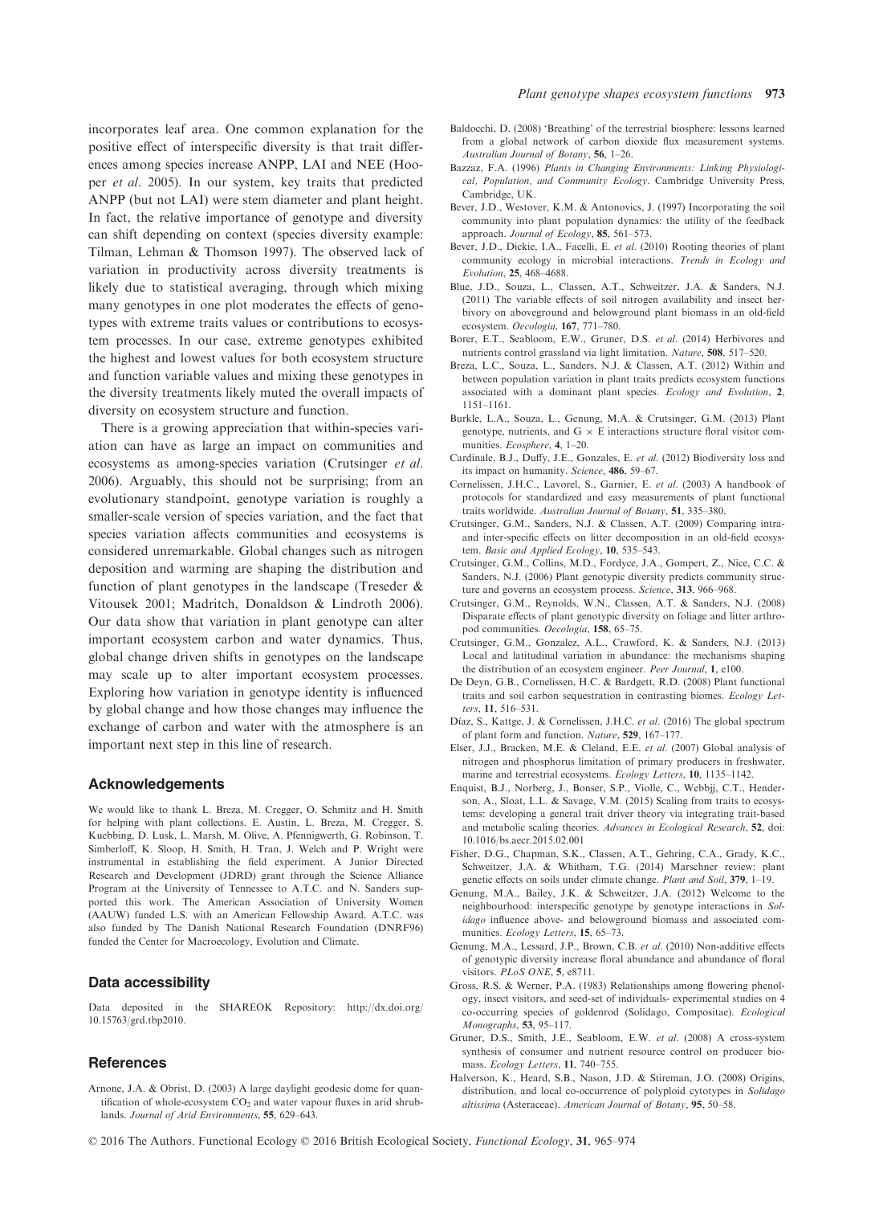incorporates leaf area. One common explanation for the positive effect of interspecific diversity is that trait differences among species increase ANPP, LAI and NEE (Hooper *et al.* 2005). In our system, key traits that predicted ANPP (but not LAI) were stem diameter and plant height. In fact, the relative importance of genotype and diversity can shift depending on context (species diversity example: Tilman, Lehman & Thomson 1997). The observed lack of variation in productivity across diversity treatments is likely due to statistical averaging, through which mixing many genotypes in one plot moderates the effects of genotypes with extreme traits values or contributions to ecosystem processes. In our case, extreme genotypes exhibited the highest and lowest values for both ecosystem structure and function variable values and mixing these genotypes in the diversity treatments likely muted the overall impacts of diversity on ecosystem structure and function.

There is a growing appreciation that within-species variation can have as large an impact on communities and ecosystems as among-species variation (Crutsinger *et al.* 2006). Arguably, this should not be surprising; from an evolutionary standpoint, genotype variation is roughly a smaller-scale version of species variation, and the fact that species variation affects communities and ecosystems is considered unremarkable. Global changes such as nitrogen deposition and warming are shaping the distribution and function of plant genotypes in the landscape (Treseder & Vitousek 2001; Madritch, Donaldson & Lindroth 2006). Our data show that variation in plant genotype can alter important ecosystem carbon and water dynamics. Thus, global change driven shifts in genotypes on the landscape may scale up to alter important ecosystem processes. Exploring how variation in genotype identity is influenced by global change and how those changes may influence the exchange of carbon and water with the atmosphere is an important next step in this line of research.

## Acknowledgements

We would like to thank L. Breza, M. Cregger, O. Schmitz and H. Smith for helping with plant collections. E. Austin, L. Breza, M. Cregger, S. Kuebbing, D. Lusk, L. Marsh, M. Olive, A. Pfennigwerth, G. Robinson, T. Simberloff, K. Sloop, H. Smith, H. Tran, J. Welch and P. Wright were instrumental in establishing the field experiment. A Junior Directed Research and Development (JDRD) grant through the Science Alliance Program at the University of Tennessee to A.T.C. and N. Sanders supported this work. The American Association of University Women (AAUW) funded L.S. with an American Fellowship Award. A.T.C. was also funded by The Danish National Research Foundation (DNRF96) funded the Center for Macroecology, Evolution and Climate.

## Data accessibility

Data deposited in the SHAREOK Repository: http://dx.doi.org/10.15763/grd.tbp2010.

## References

Arnone, J.A. & Obrist, D. (2003) A large daylight geodesic dome for quantification of whole-ecosystem $CO_2$ and water vapour fluxes in arid shrublands. *Journal of Arid Environments*, **55**, 629–643.

Baldocchi, D. (2008) 'Breathing' of the terrestrial biosphere: lessons learned from a global network of carbon dioxide flux measurement systems. *Australian Journal of Botany*, **56**, 1–26.

Bazzaz, F.A. (1996) *Plants in Changing Environments: Linking Physiological, Population, and Community Ecology*. Cambridge University Press, Cambridge, UK.

Bever, J.D., Westover, K.M. & Antonovics, J. (1997) Incorporating the soil community into plant population dynamics: the utility of the feedback approach. *Journal of Ecology*, **85**, 561–573.

Bever, J.D., Dickie, I.A., Facelli, E. *et al.* (2010) Rooting theories of plant community ecology in microbial interactions. *Trends in Ecology and Evolution*, **25**, 468–4688.

Blue, J.D., Souza, L., Classen, A.T., Schweitzer, J.A. & Sanders, N.J. (2011) The variable effects of soil nitrogen availability and insect herbivory on aboveground and belowground plant biomass in an old-field ecosystem. *Oecologia*, **167**, 771–780.

Borer, E.T., Seabloom, E.W., Gruner, D.S. *et al.* (2014) Herbivores and nutrients control grassland via light limitation. *Nature*, **508**, 517–520.

Breza, L.C., Souza, L., Sanders, N.J. & Classen, A.T. (2012) Within and between population variation in plant traits predicts ecosystem functions associated with a dominant plant species. *Ecology and Evolution*, **2**, 1151–1161.

Burkle, L.A., Souza, L., Genung, M.A. & Crutsinger, G.M. (2013) Plant genotype, nutrients, and G × E interactions structure floral visitor communities. *Ecosphere*, **4**, 1–20.

Cardinale, B.J., Duffy, J.E., Gonzales, E. *et al.* (2012) Biodiversity loss and its impact on humanity. *Science*, **486**, 59–67.

Cornelissen, J.H.C., Lavorel, S., Garnier, E. *et al.* (2003) A handbook of protocols for standardized and easy measurements of plant functional traits worldwide. *Australian Journal of Botany*, **51**, 335–380.

Crutsinger, G.M., Sanders, N.J. & Classen, A.T. (2009) Comparing intra- and inter-specific effects on litter decomposition in an old-field ecosystem. *Basic and Applied Ecology*, **10**, 535–543.

Crutsinger, G.M., Collins, M.D., Fordyce, J.A., Gompert, Z., Nice, C.C. & Sanders, N.J. (2006) Plant genotypic diversity predicts community structure and governs an ecosystem process. *Science*, **313**, 966–968.

Crutsinger, G.M., Reynolds, W.N., Classen, A.T. & Sanders, N.J. (2008) Disparate effects of plant genotypic diversity on foliage and litter arthropod communities. *Oecologia*, **158**, 65–75.

Crutsinger, G.M., Gonzalez, A.L., Crawford, K. & Sanders, N.J. (2013) Local and latitudinal variation in abundance: the mechanisms shaping the distribution of an ecosystem engineer. *Peer Journal*, **1**, e100.

De Deyn, G.B., Cornelissen, H.C. & Bardgett, R.D. (2008) Plant functional traits and soil carbon sequestration in contrasting biomes. *Ecology Letters*, **11**, 516–531.

Díaz, S., Kattge, J. & Cornelissen, J.H.C. *et al.* (2016) The global spectrum of plant form and function. *Nature*, **529**, 167–177.

Elser, J.J., Bracken, M.E. & Cleland, E.E. *et al.* (2007) Global analysis of nitrogen and phosphorus limitation of primary producers in freshwater, marine and terrestrial ecosystems. *Ecology Letters*, **10**, 1135–1142.

Enquist, B.J., Norberg, J., Bonser, S.P., Violle, C., Webbjj, C.T., Henderson, A., Sloat, L.L. & Savage, V.M. (2015) Scaling from traits to ecosystems: developing a general trait driver theory via integrating trait-based and metabolic scaling theories. *Advances in Ecological Research*, **52**, doi: 10.1016/bs.aecr.2015.02.001

Fisher, D.G., Chapman, S.K., Classen, A.T., Gehring, C.A., Grady, K.C., Schweitzer, J.A. & Whitham, T.G. (2014) Marschner review: plant genetic effects on soils under climate change. *Plant and Soil*, **379**, 1–19.

Genung, M.A., Bailey, J.K. & Schweitzer, J.A. (2012) Welcome to the neighbourhood: interspecific genotype by genotype interactions in *Solidago* influence above- and belowground biomass and associated communities. *Ecology Letters*, **15**, 65–73.

Genung, M.A., Lessard, J.P., Brown, C.B. *et al.* (2010) Non-additive effects of genotypic diversity increase floral abundance and abundance of floral visitors. *PLoS ONE*, **5**, e8711.

Gross, R.S. & Werner, P.A. (1983) Relationships among flowering phenology, insect visitors, and seed-set of individuals- experimental studies on 4 co-occurring species of goldenrod (Solidago, Compositae). *Ecological Monographs*, **53**, 95–117.

Gruner, D.S., Smith, J.E., Seabloom, E.W. *et al.* (2008) A cross-system synthesis of consumer and nutrient resource control on producer biomass. *Ecology Letters*, **11**, 740–755.

Halverson, K., Heard, S.B., Nason, J.D. & Stireman, J.O. (2008) Origins, distribution, and local co-occurrence of polyploid cytotypes in *Solidago altissima* (Asteraceae). *American Journal of Botany*, **95**, 50–58.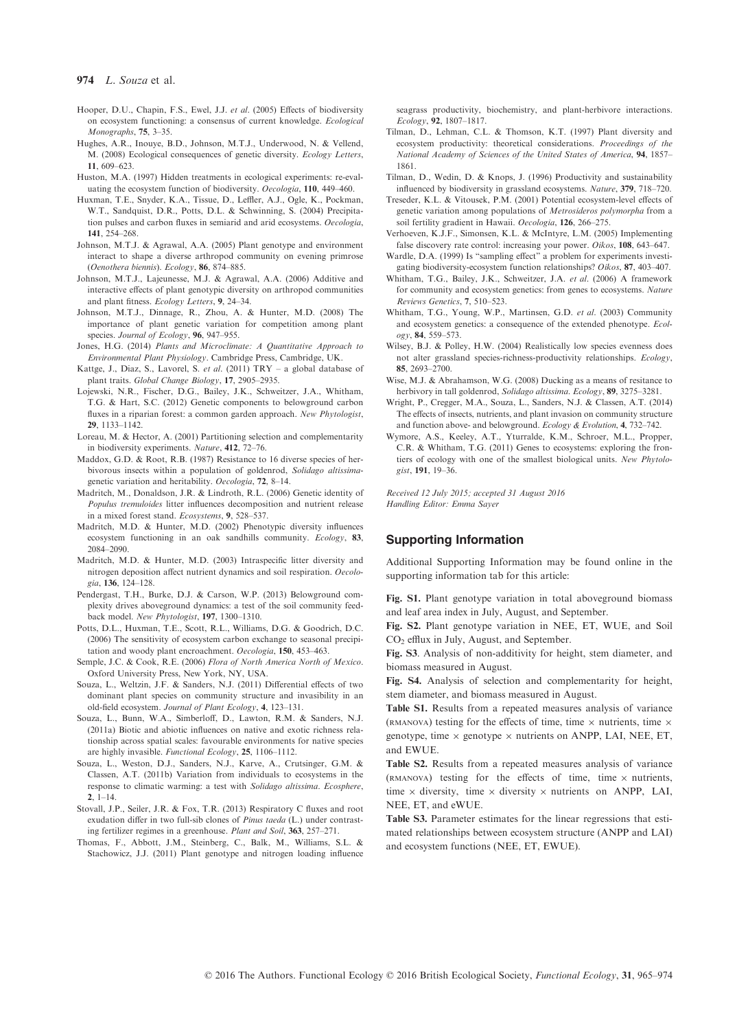Hooper, D.U., Chapin, F.S., Ewel, J.J. *et al.* (2005) Effects of biodiversity on ecosystem functioning: a consensus of current knowledge. *Ecological Monographs*, **75**, 3–35.

Hughes, A.R., Inouye, B.D., Johnson, M.T.J., Underwood, N. & Vellend, M. (2008) Ecological consequences of genetic diversity. *Ecology Letters*, **11**, 609–623.

Huston, M.A. (1997) Hidden treatments in ecological experiments: re-evaluating the ecosystem function of biodiversity. *Oecologia*, **110**, 449–460.

Huxman, T.E., Snyder, K.A., Tissue, D., Leffler, A.J., Ogle, K., Pockman, W.T., Sandquist, D.R., Potts, D.L. & Schwinning, S. (2004) Precipitation pulses and carbon fluxes in semiarid and arid ecosystems. *Oecologia*, **141**, 254–268.

Johnson, M.T.J. & Agrawal, A.A. (2005) Plant genotype and environment interact to shape a diverse arthropod community on evening primrose (*Oenothera biennis*). *Ecology*, **86**, 874–885.

Johnson, M.T.J., Lajeunesse, M.J. & Agrawal, A.A. (2006) Additive and interactive effects of plant genotypic diversity on arthropod communities and plant fitness. *Ecology Letters*, **9**, 24–34.

Johnson, M.T.J., Dinnage, R., Zhou, A. & Hunter, M.D. (2008) The importance of plant genetic variation for competition among plant species. *Journal of Ecology*, **96**, 947–955.

Jones, H.G. (2014) *Plants and Microclimate: A Quantitative Approach to Environmental Plant Physiology*. Cambridge Press, Cambridge, UK.

Kattge, J., Diaz, S., Lavorel, S. *et al.* (2011) TRY – a global database of plant traits. *Global Change Biology*, **17**, 2905–2935.

Lojewski, N.R., Fischer, D.G., Bailey, J.K., Schweitzer, J.A., Whitham, T.G. & Hart, S.C. (2012) Genetic components to belowground carbon fluxes in a riparian forest: a common garden approach. *New Phytologist*, **29**, 1133–1142.

Loreau, M. & Hector, A. (2001) Partitioning selection and complementarity in biodiversity experiments. *Nature*, **412**, 72–76.

Maddox, G.D. & Root, R.B. (1987) Resistance to 16 diverse species of herbivorous insects within a population of goldenrod, *Solidago altissima*-genetic variation and heritability. *Oecologia*, **72**, 8–14.

Madritch, M., Donaldson, J.R. & Lindroth, R.L. (2006) Genetic identity of *Populus tremuloides* litter influences decomposition and nutrient release in a mixed forest stand. *Ecosystems*, **9**, 528–537.

Madritch, M.D. & Hunter, M.D. (2002) Phenotypic diversity influences ecosystem functioning in an oak sandhills community. *Ecology*, **83**, 2084–2090.

Madritch, M.D. & Hunter, M.D. (2003) Intraspecific litter diversity and nitrogen deposition affect nutrient dynamics and soil respiration. *Oecologia*, **136**, 124–128.

Pendergast, T.H., Burke, D.J. & Carson, W.P. (2013) Belowground complexity drives aboveground dynamics: a test of the soil community feedback model. *New Phytologist*, **197**, 1300–1310.

Potts, D.L., Huxman, T.E., Scott, R.L., Williams, D.G. & Goodrich, D.C. (2006) The sensitivity of ecosystem carbon exchange to seasonal precipitation and woody plant encroachment. *Oecologia*, **150**, 453–463.

Semple, J.C. & Cook, R.E. (2006) *Flora of North America North of Mexico*. Oxford University Press, New York, NY, USA.

Souza, L., Weltzin, J.F. & Sanders, N.J. (2011) Differential effects of two dominant plant species on community structure and invasibility in an old-field ecosystem. *Journal of Plant Ecology*, **4**, 123–131.

Souza, L., Bunn, W.A., Simberloff, D., Lawton, R.M. & Sanders, N.J. (2011a) Biotic and abiotic influences on native and exotic richness relationship across spatial scales: favourable environments for native species are highly invasible. *Functional Ecology*, **25**, 1106–1112.

Souza, L., Weston, D.J., Sanders, N.J., Karve, A., Crutsinger, G.M. & Classen, A.T. (2011b) Variation from individuals to ecosystems in the response to climatic warming: a test with *Solidago altissima*. *Ecosphere*, **2**, 1–14.

Stovall, J.P., Seiler, J.R. & Fox, T.R. (2013) Respiratory C fluxes and root exudation differ in two full-sib clones of *Pinus taeda* (L.) under contrasting fertilizer regimes in a greenhouse. *Plant and Soil*, **363**, 257–271.

Thomas, F., Abbott, J.M., Steinberg, C., Balk, M., Williams, S.L. & Stachowicz, J.J. (2011) Plant genotype and nitrogen loading influence seagrass productivity, biochemistry, and plant-herbivore interactions. *Ecology*, **92**, 1807–1817.

Tilman, D., Lehman, C.L. & Thomson, K.T. (1997) Plant diversity and ecosystem productivity: theoretical considerations. *Proceedings of the National Academy of Sciences of the United States of America*, **94**, 1857–1861.

Tilman, D., Wedin, D. & Knops, J. (1996) Productivity and sustainability influenced by biodiversity in grassland ecosystems. *Nature*, **379**, 718–720.

Treseder, K.L. & Vitousek, P.M. (2001) Potential ecosystem-level effects of genetic variation among populations of *Metrosideros polymorpha* from a soil fertility gradient in Hawaii. *Oecologia*, **126**, 266–275.

Verhoeven, K.J.F., Simonsen, K.L. & McIntyre, L.M. (2005) Implementing false discovery rate control: increasing your power. *Oikos*, **108**, 643–647.

Wardle, D.A. (1999) Is "sampling effect" a problem for experiments investigating biodiversity-ecosystem function relationships? *Oikos*, **87**, 403–407.

Whitham, T.G., Bailey, J.K., Schweitzer, J.A. *et al.* (2006) A framework for community and ecosystem genetics: from genes to ecosystems. *Nature Reviews Genetics*, **7**, 510–523.

Whitham, T.G., Young, W.P., Martinsen, G.D. *et al.* (2003) Community and ecosystem genetics: a consequence of the extended phenotype. *Ecology*, **84**, 559–573.

Wilsey, B.J. & Polley, H.W. (2004) Realistically low species evenness does not alter grassland species-richness-productivity relationships. *Ecology*, **85**, 2693–2700.

Wise, M.J. & Abrahamson, W.G. (2008) Ducking as a means of resitance to herbivory in tall goldenrod, *Solidago altissima*. *Ecology*, **89**, 3275–3281.

Wright, P., Cregger, M.A., Souza, L., Sanders, N.J. & Classen, A.T. (2014) The effects of insects, nutrients, and plant invasion on community structure and function above- and belowground. *Ecology & Evolution*, **4**, 732–742.

Wymore, A.S., Keeley, A.T., Yturralde, K.M., Schroer, M.L., Propper, C.R. & Whitham, T.G. (2011) Genes to ecosystems: exploring the frontiers of ecology with one of the smallest biological units. *New Phytologist*, **191**, 19–36.

*Received 12 July 2015; accepted 31 August 2016*
*Handling Editor: Emma Sayer*

## Supporting Information

Additional Supporting Information may be found online in the supporting information tab for this article:

**Fig. S1.** Plant genotype variation in total aboveground biomass and leaf area index in July, August, and September.

**Fig. S2.** Plant genotype variation in NEE, ET, WUE, and Soil $CO_2$ efflux in July, August, and September.

**Fig. S3**. Analysis of non-additivity for height, stem diameter, and biomass measured in August.

**Fig. S4.** Analysis of selection and complementarity for height, stem diameter, and biomass measured in August.

**Table S1.** Results from a repeated measures analysis of variance (RMANOVA) testing for the effects of time, time × nutrients, time × genotype, time × genotype × nutrients on ANPP, LAI, NEE, ET, and EWUE.

**Table S2.** Results from a repeated measures analysis of variance (RMANOVA) testing for the effects of time, time × nutrients, time × diversity, time × diversity × nutrients on ANPP, LAI, NEE, ET, and eWUE.

**Table S3.** Parameter estimates for the linear regressions that estimated relationships between ecosystem structure (ANPP and LAI) and ecosystem functions (NEE, ET, EWUE).